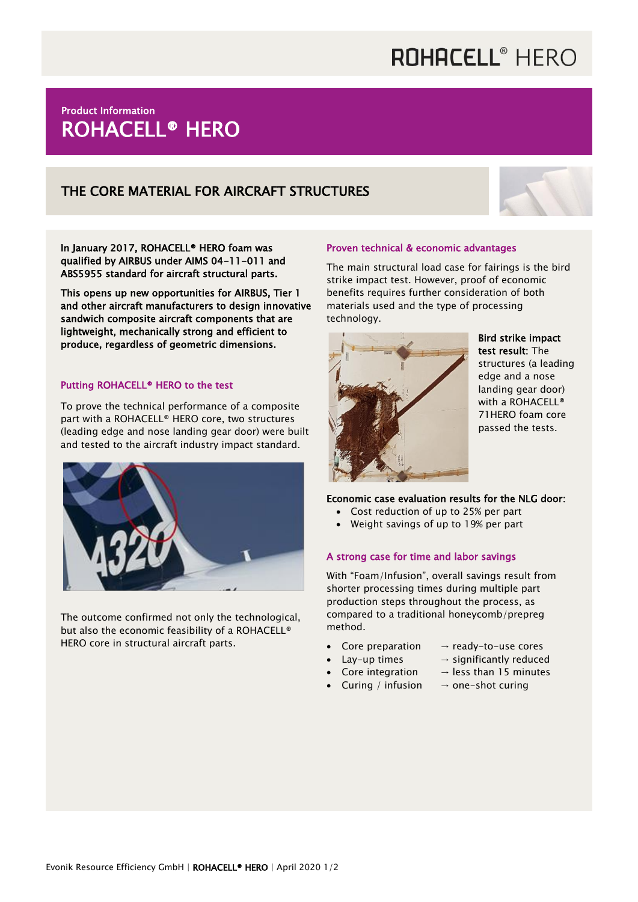# ROHACELL® HERO

Product Information

## ROHACELL® HERO

## THE CORE MATERIAL FOR AIRCRAFT STRUCTURES

**In January 2017, ROHACELL® HERO foam was qualified by AIRBUS under AIMS 04-11-011 and ABS5955 standard for aircraft structural parts.**

**This opens up new opportunities for AIRBUS, Tier 1 and other aircraft manufacturers to design innovative sandwich composite aircraft components that are lightweight, mechanically strong and efficient to produce, regardless of geometric dimensions.**

### Putting ROHACELL® HERO to the test

To prove the technical performance of a composite part with a ROHACELL® HERO core, two structures (leading edge and nose landing gear door) were built and tested to the aircraft industry impact standard.

The outcome confirmed not only the technological, but also the economic feasibility of a ROHACELL® HERO core in structural aircraft parts.

### Proven technical & economic advantages

The main structural load case for fairings is the bird strike impact test. However, proof of economic benefits requires further consideration of both materials used and the type of processing technology.

**Bird strike impact test result**: The structures (a leading edge and a nose landing gear door) with a ROHACELL® 71HERO foam core passed the tests.

**Economic case evaluation results for the NLG door:**

- Cost reduction of up to 25% per part
- Weight savings of up to 19% per part

### A strong case for time and labor savings

With "Foam/Infusion", overall savings result from shorter processing times during multiple part production steps throughout the process, as compared to a traditional honeycomb/prepreg method.

- Core preparation → ready-to-use cores
- Lay-up times → significantly reduced
- Core integration → less than 15 minutes
- Curing / infusion → one-shot curing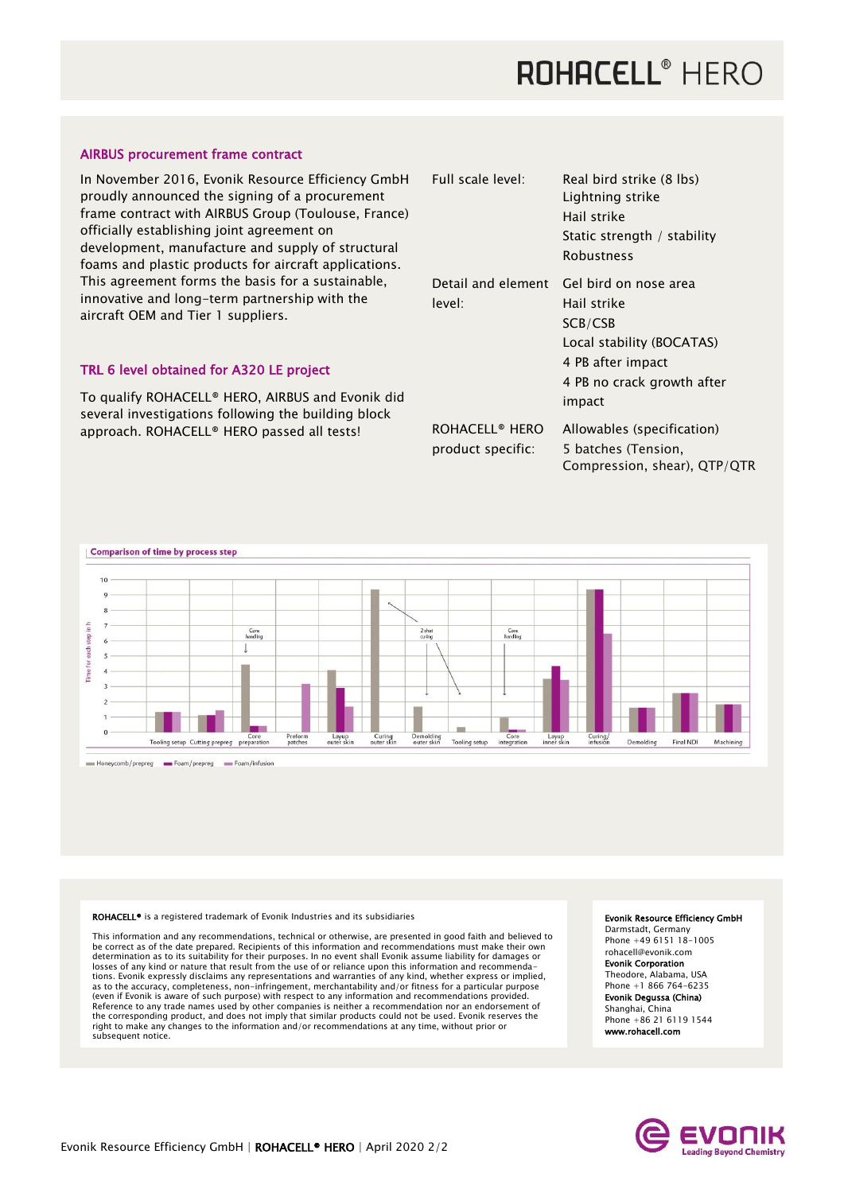## AIRBUS procurement frame contract

In November 2016, Evonik Resource Efficiency GmbH proudly announced the signing of a procurement frame contract with AIRBUS Group (Toulouse, France) officially establishing joint agreement on development, manufacture and supply of structural foams and plastic products for aircraft applications. This agreement forms the basis for a sustainable, innovative and long-term partnership with the aircraft OEM and Tier 1 suppliers.

## TRL 6 level obtained for A320 LE project

To qualify ROHACELL® HERO, AIRBUS and Evonik did several investigations following the building block approach. ROHACELL® HERO passed all tests!

| | |
|---|---|
| Full scale level: | Real bird strike (8 lbs)<br>Lightning strike<br>Hail strike<br>Static strength / stability<br>Robustness |
| Detail and element level: | Gel bird on nose area<br>Hail strike<br>SCB/CSB<br>Local stability (BOCATAS)<br>4 PB after impact<br>4 PB no crack growth after impact |
| ROHACELL® HERO product specific: | Allowables (specification)<br>5 batches (Tension, Compression, shear), QTP/QTR |

Comparison of time by process step

Time for each step in h

10
9
8
7
6
5
4
3
2
1
0

Core handling
2 shot curing
Core handling

Tooling setup
Cutting prepreg
Core preparation
Preform patches
Layup outer skin
Curing outer skin
Demolding outer skin
Tooling setup
Core integration
Layup inner skin
Curing/ infusion
Demolding
Final NDI
Machining

Honeycomb/prepreg
Foam/prepreg
Foam/infusion

**ROHACELL®** is a registered trademark of Evonik Industries and its subsidiaries

This information and any recommendations, technical or otherwise, are presented in good faith and believed to be correct as of the date prepared. Recipients of this information and recommendations must make their own determination as to its suitability for their purposes. In no event shall Evonik assume liability for damages or losses of any kind or nature that result from the use of or reliance upon this information and recommendations. Evonik expressly disclaims any representations and warranties of any kind, whether express or implied, as to the accuracy, completeness, non-infringement, merchantability and/or fitness for a particular purpose (even if Evonik is aware of such purpose) with respect to any information and recommendations provided. Reference to any trade names used by other companies is neither a recommendation nor an endorsement of the corresponding product, and does not imply that similar products could not be used. Evonik reserves the right to make any changes to the information and/or recommendations at any time, without prior or subsequent notice.

**Evonik Resource Efficiency GmbH**
Darmstadt, Germany
Phone +49 6151 18-1005
rohacell@evonik.com
**Evonik Corporation**
Theodore, Alabama, USA
Phone +1 866 764-6235
**Evonik Degussa (China)**
Shanghai, China
Phone +86 21 6119 1544
**www.rohacell.com**